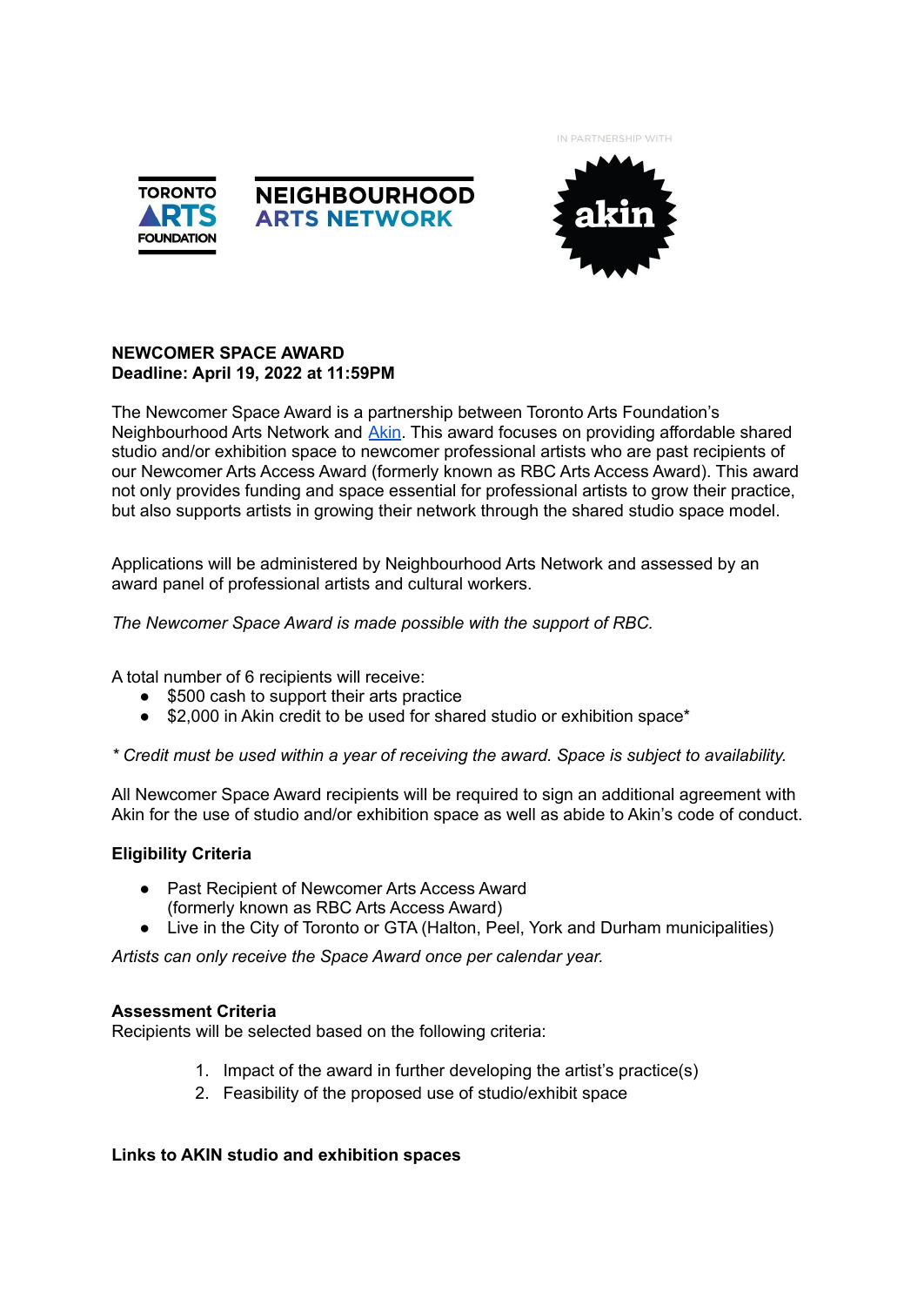TORONTO ARTS FOUNDATION

NEIGHBOURHOOD ARTS NETWORK

IN PARTNERSHIP WITH

akin

**NEWCOMER SPACE AWARD**
**Deadline: April 19, 2022 at 11:59PM**

The Newcomer Space Award is a partnership between Toronto Arts Foundation's Neighbourhood Arts Network and Akin. This award focuses on providing affordable shared studio and/or exhibition space to newcomer professional artists who are past recipients of our Newcomer Arts Access Award (formerly known as RBC Arts Access Award). This award not only provides funding and space essential for professional artists to grow their practice, but also supports artists in growing their network through the shared studio space model.

Applications will be administered by Neighbourhood Arts Network and assessed by an award panel of professional artists and cultural workers.

*The Newcomer Space Award is made possible with the support of RBC.*

A total number of 6 recipients will receive:

- $500 cash to support their arts practice
- $2,000 in Akin credit to be used for shared studio or exhibition space*

*\* Credit must be used within a year of receiving the award. Space is subject to availability.*

All Newcomer Space Award recipients will be required to sign an additional agreement with Akin for the use of studio and/or exhibition space as well as abide to Akin's code of conduct.

**Eligibility Criteria**

- Past Recipient of Newcomer Arts Access Award (formerly known as RBC Arts Access Award)
- Live in the City of Toronto or GTA (Halton, Peel, York and Durham municipalities)

*Artists can only receive the Space Award once per calendar year.*

**Assessment Criteria**
Recipients will be selected based on the following criteria:

1. Impact of the award in further developing the artist's practice(s)
2. Feasibility of the proposed use of studio/exhibit space

**Links to AKIN studio and exhibition spaces**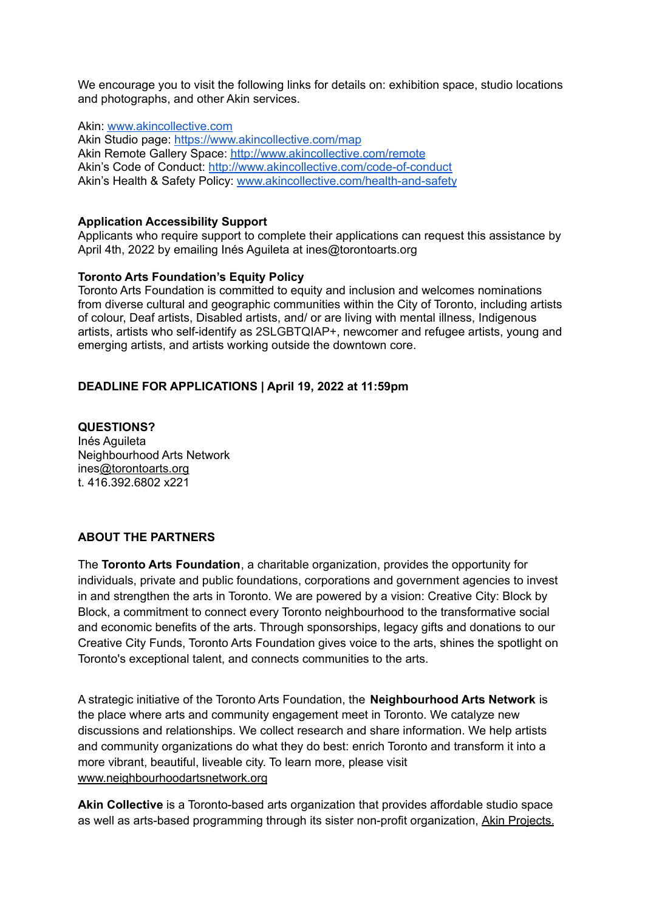We encourage you to visit the following links for details on: exhibition space, studio locations and photographs, and other Akin services.

Akin: [www.akincollective.com](www.akincollective.com)
Akin Studio page: [https://www.akincollective.com/map](https://www.akincollective.com/map)
Akin Remote Gallery Space: [http://www.akincollective.com/remote](http://www.akincollective.com/remote)
Akin's Code of Conduct: [http://www.akincollective.com/code-of-conduct](http://www.akincollective.com/code-of-conduct)
Akin's Health & Safety Policy: [www.akincollective.com/health-and-safety](www.akincollective.com/health-and-safety)

**Application Accessibility Support**
Applicants who require support to complete their applications can request this assistance by April 4th, 2022 by emailing Inés Aguileta at ines@torontoarts.org

**Toronto Arts Foundation's Equity Policy**
Toronto Arts Foundation is committed to equity and inclusion and welcomes nominations from diverse cultural and geographic communities within the City of Toronto, including artists of colour, Deaf artists, Disabled artists, and/ or are living with mental illness, Indigenous artists, artists who self-identify as 2SLGBTQIAP+, newcomer and refugee artists, young and emerging artists, and artists working outside the downtown core.

**DEADLINE FOR APPLICATIONS | April 19, 2022 at 11:59pm**

**QUESTIONS?**
Inés Aguileta
Neighbourhood Arts Network
ines@torontoarts.org
t. 416.392.6802 x221

**ABOUT THE PARTNERS**

The **Toronto Arts Foundation**, a charitable organization, provides the opportunity for individuals, private and public foundations, corporations and government agencies to invest in and strengthen the arts in Toronto. We are powered by a vision: Creative City: Block by Block, a commitment to connect every Toronto neighbourhood to the transformative social and economic benefits of the arts. Through sponsorships, legacy gifts and donations to our Creative City Funds, Toronto Arts Foundation gives voice to the arts, shines the spotlight on Toronto's exceptional talent, and connects communities to the arts.

A strategic initiative of the Toronto Arts Foundation, the **Neighbourhood Arts Network** is the place where arts and community engagement meet in Toronto. We catalyze new discussions and relationships. We collect research and share information. We help artists and community organizations do what they do best: enrich Toronto and transform it into a more vibrant, beautiful, liveable city. To learn more, please visit www.neighbourhoodartsnetwork.org

**Akin Collective** is a Toronto-based arts organization that provides affordable studio space as well as arts-based programming through its sister non-profit organization, Akin Projects.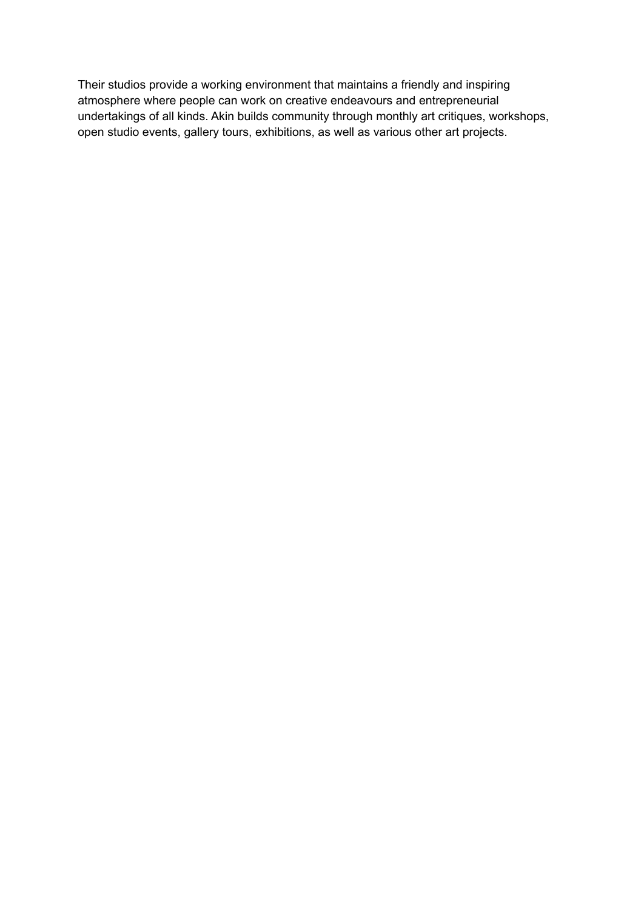Their studios provide a working environment that maintains a friendly and inspiring atmosphere where people can work on creative endeavours and entrepreneurial undertakings of all kinds. Akin builds community through monthly art critiques, workshops, open studio events, gallery tours, exhibitions, as well as various other art projects.